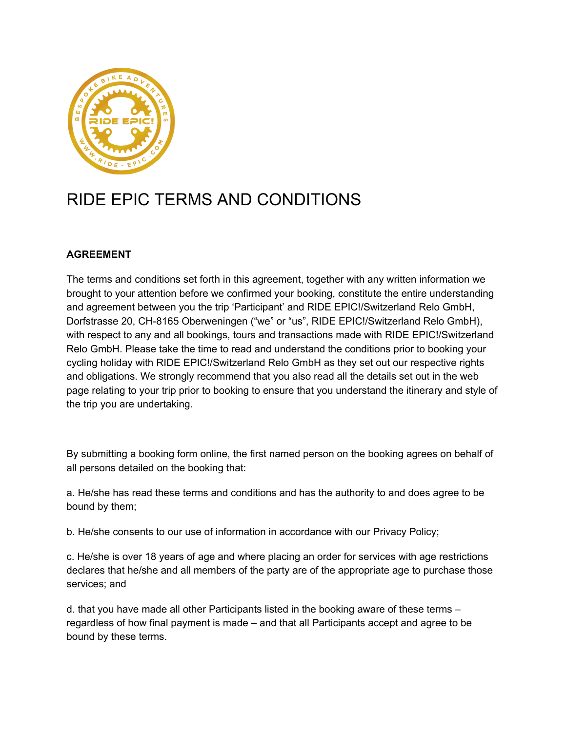# RIDE EPIC TERMS AND CONDITIONS

**AGREEMENT**

The terms and conditions set forth in this agreement, together with any written information we brought to your attention before we confirmed your booking, constitute the entire understanding and agreement between you the trip 'Participant' and RIDE EPIC!/Switzerland Relo GmbH, Dorfstrasse 20, CH-8165 Oberweningen ("we" or "us", RIDE EPIC!/Switzerland Relo GmbH), with respect to any and all bookings, tours and transactions made with RIDE EPIC!/Switzerland Relo GmbH. Please take the time to read and understand the conditions prior to booking your cycling holiday with RIDE EPIC!/Switzerland Relo GmbH as they set out our respective rights and obligations. We strongly recommend that you also read all the details set out in the web page relating to your trip prior to booking to ensure that you understand the itinerary and style of the trip you are undertaking.

By submitting a booking form online, the first named person on the booking agrees on behalf of all persons detailed on the booking that:

a. He/she has read these terms and conditions and has the authority to and does agree to be bound by them;

b. He/she consents to our use of information in accordance with our Privacy Policy;

c. He/she is over 18 years of age and where placing an order for services with age restrictions declares that he/she and all members of the party are of the appropriate age to purchase those services; and

d. that you have made all other Participants listed in the booking aware of these terms – regardless of how final payment is made – and that all Participants accept and agree to be bound by these terms.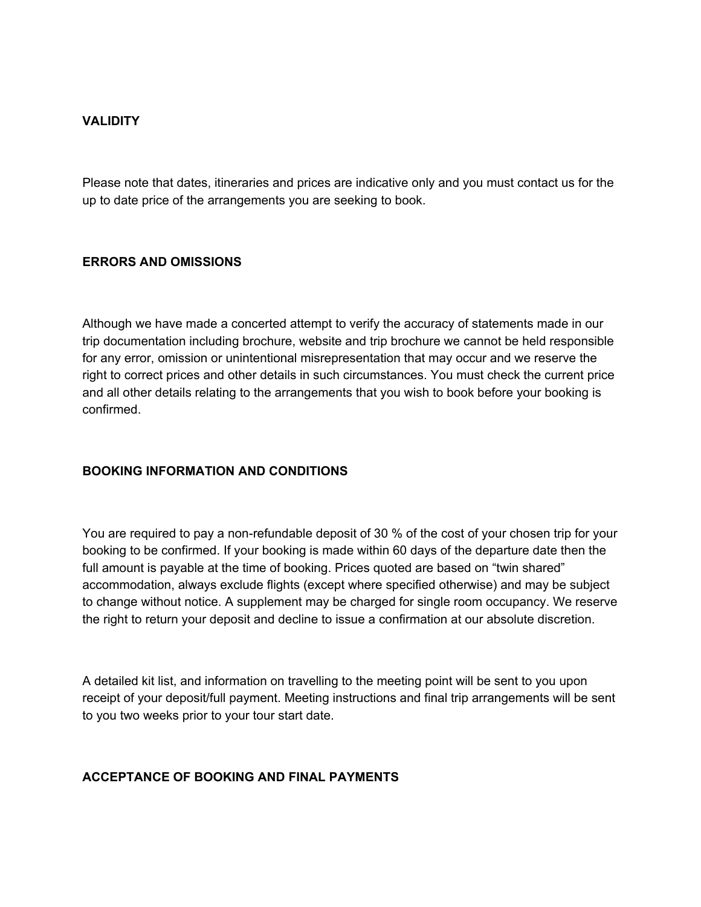## VALIDITY

Please note that dates, itineraries and prices are indicative only and you must contact us for the up to date price of the arrangements you are seeking to book.

## ERRORS AND OMISSIONS

Although we have made a concerted attempt to verify the accuracy of statements made in our trip documentation including brochure, website and trip brochure we cannot be held responsible for any error, omission or unintentional misrepresentation that may occur and we reserve the right to correct prices and other details in such circumstances. You must check the current price and all other details relating to the arrangements that you wish to book before your booking is confirmed.

## BOOKING INFORMATION AND CONDITIONS

You are required to pay a non-refundable deposit of 30 % of the cost of your chosen trip for your booking to be confirmed. If your booking is made within 60 days of the departure date then the full amount is payable at the time of booking. Prices quoted are based on “twin shared” accommodation, always exclude flights (except where specified otherwise) and may be subject to change without notice. A supplement may be charged for single room occupancy. We reserve the right to return your deposit and decline to issue a confirmation at our absolute discretion.

A detailed kit list, and information on travelling to the meeting point will be sent to you upon receipt of your deposit/full payment. Meeting instructions and final trip arrangements will be sent to you two weeks prior to your tour start date.

## ACCEPTANCE OF BOOKING AND FINAL PAYMENTS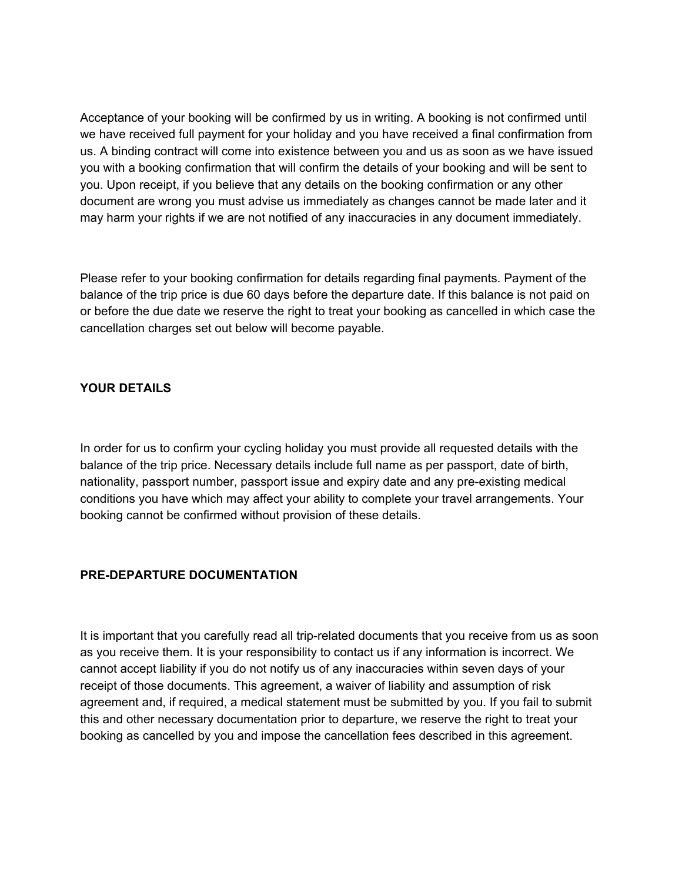Acceptance of your booking will be confirmed by us in writing. A booking is not confirmed until we have received full payment for your holiday and you have received a final confirmation from us. A binding contract will come into existence between you and us as soon as we have issued you with a booking confirmation that will confirm the details of your booking and will be sent to you. Upon receipt, if you believe that any details on the booking confirmation or any other document are wrong you must advise us immediately as changes cannot be made later and it may harm your rights if we are not notified of any inaccuracies in any document immediately.

Please refer to your booking confirmation for details regarding final payments. Payment of the balance of the trip price is due 60 days before the departure date. If this balance is not paid on or before the due date we reserve the right to treat your booking as cancelled in which case the cancellation charges set out below will become payable.

**YOUR DETAILS**

In order for us to confirm your cycling holiday you must provide all requested details with the balance of the trip price. Necessary details include full name as per passport, date of birth, nationality, passport number, passport issue and expiry date and any pre-existing medical conditions you have which may affect your ability to complete your travel arrangements. Your booking cannot be confirmed without provision of these details.

**PRE-DEPARTURE DOCUMENTATION**

It is important that you carefully read all trip-related documents that you receive from us as soon as you receive them. It is your responsibility to contact us if any information is incorrect. We cannot accept liability if you do not notify us of any inaccuracies within seven days of your receipt of those documents. This agreement, a waiver of liability and assumption of risk agreement and, if required, a medical statement must be submitted by you. If you fail to submit this and other necessary documentation prior to departure, we reserve the right to treat your booking as cancelled by you and impose the cancellation fees described in this agreement.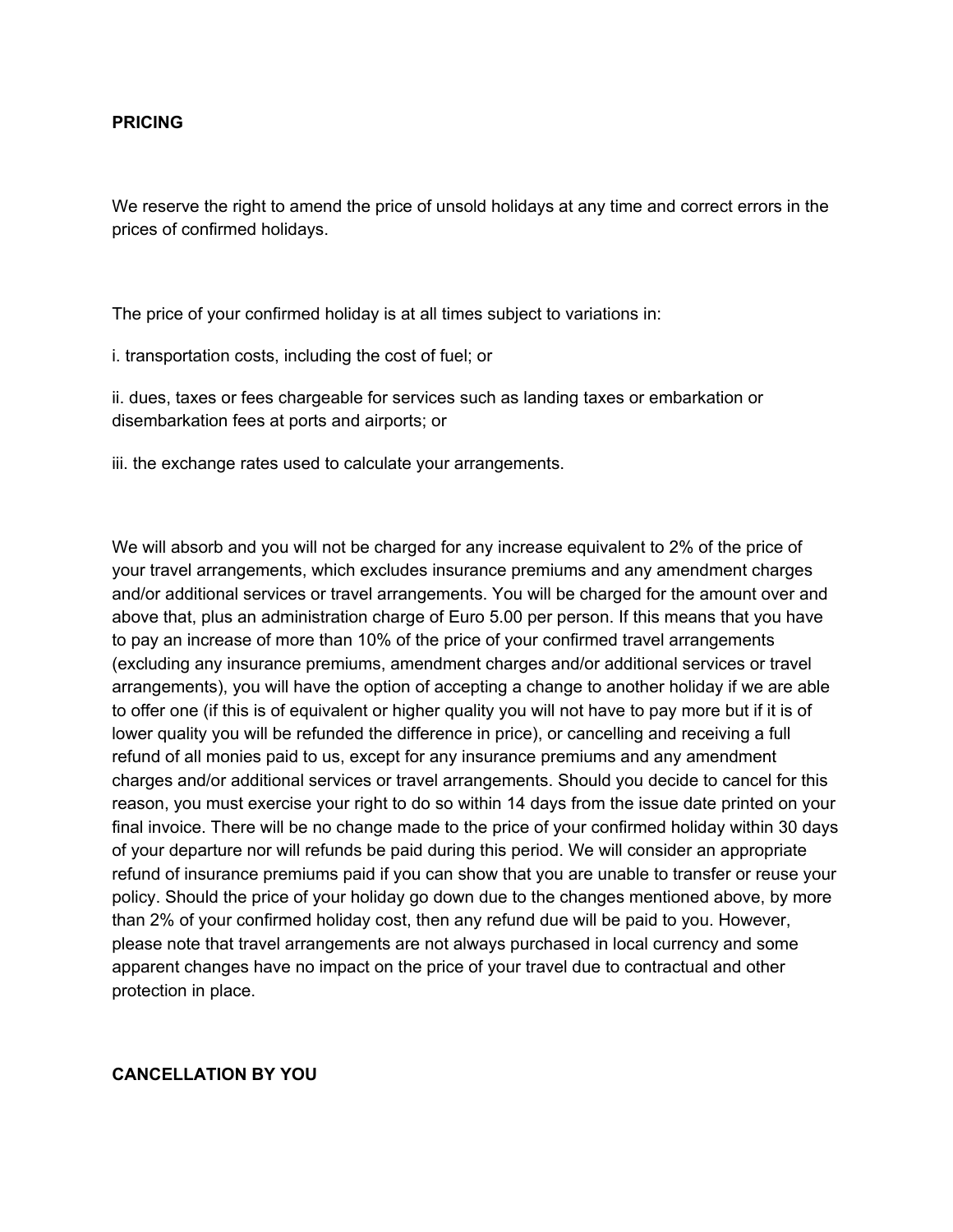**PRICING**

We reserve the right to amend the price of unsold holidays at any time and correct errors in the prices of confirmed holidays.

The price of your confirmed holiday is at all times subject to variations in:

i. transportation costs, including the cost of fuel; or

ii. dues, taxes or fees chargeable for services such as landing taxes or embarkation or disembarkation fees at ports and airports; or

iii. the exchange rates used to calculate your arrangements.

We will absorb and you will not be charged for any increase equivalent to 2% of the price of your travel arrangements, which excludes insurance premiums and any amendment charges and/or additional services or travel arrangements. You will be charged for the amount over and above that, plus an administration charge of Euro 5.00 per person. If this means that you have to pay an increase of more than 10% of the price of your confirmed travel arrangements (excluding any insurance premiums, amendment charges and/or additional services or travel arrangements), you will have the option of accepting a change to another holiday if we are able to offer one (if this is of equivalent or higher quality you will not have to pay more but if it is of lower quality you will be refunded the difference in price), or cancelling and receiving a full refund of all monies paid to us, except for any insurance premiums and any amendment charges and/or additional services or travel arrangements. Should you decide to cancel for this reason, you must exercise your right to do so within 14 days from the issue date printed on your final invoice. There will be no change made to the price of your confirmed holiday within 30 days of your departure nor will refunds be paid during this period. We will consider an appropriate refund of insurance premiums paid if you can show that you are unable to transfer or reuse your policy. Should the price of your holiday go down due to the changes mentioned above, by more than 2% of your confirmed holiday cost, then any refund due will be paid to you. However, please note that travel arrangements are not always purchased in local currency and some apparent changes have no impact on the price of your travel due to contractual and other protection in place.

**CANCELLATION BY YOU**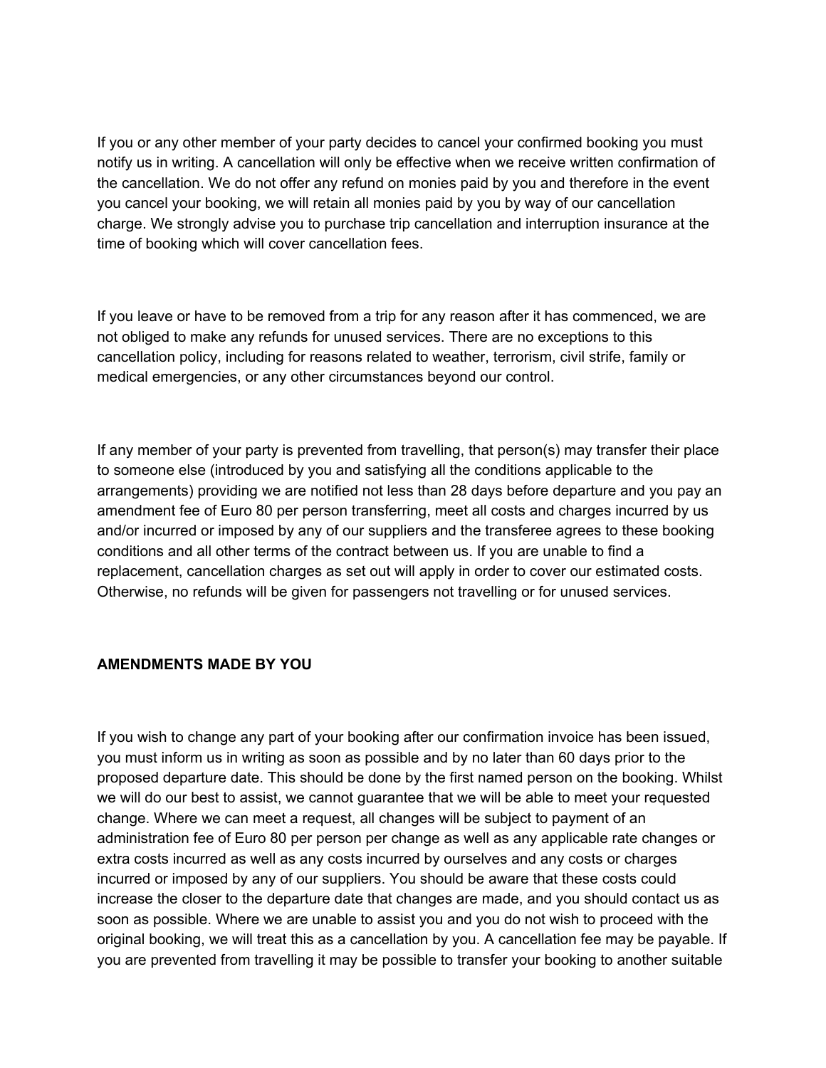If you or any other member of your party decides to cancel your confirmed booking you must notify us in writing. A cancellation will only be effective when we receive written confirmation of the cancellation. We do not offer any refund on monies paid by you and therefore in the event you cancel your booking, we will retain all monies paid by you by way of our cancellation charge. We strongly advise you to purchase trip cancellation and interruption insurance at the time of booking which will cover cancellation fees.

If you leave or have to be removed from a trip for any reason after it has commenced, we are not obliged to make any refunds for unused services. There are no exceptions to this cancellation policy, including for reasons related to weather, terrorism, civil strife, family or medical emergencies, or any other circumstances beyond our control.

If any member of your party is prevented from travelling, that person(s) may transfer their place to someone else (introduced by you and satisfying all the conditions applicable to the arrangements) providing we are notified not less than 28 days before departure and you pay an amendment fee of Euro 80 per person transferring, meet all costs and charges incurred by us and/or incurred or imposed by any of our suppliers and the transferee agrees to these booking conditions and all other terms of the contract between us. If you are unable to find a replacement, cancellation charges as set out will apply in order to cover our estimated costs. Otherwise, no refunds will be given for passengers not travelling or for unused services.

**AMENDMENTS MADE BY YOU**

If you wish to change any part of your booking after our confirmation invoice has been issued, you must inform us in writing as soon as possible and by no later than 60 days prior to the proposed departure date. This should be done by the first named person on the booking. Whilst we will do our best to assist, we cannot guarantee that we will be able to meet your requested change. Where we can meet a request, all changes will be subject to payment of an administration fee of Euro 80 per person per change as well as any applicable rate changes or extra costs incurred as well as any costs incurred by ourselves and any costs or charges incurred or imposed by any of our suppliers. You should be aware that these costs could increase the closer to the departure date that changes are made, and you should contact us as soon as possible. Where we are unable to assist you and you do not wish to proceed with the original booking, we will treat this as a cancellation by you. A cancellation fee may be payable. If you are prevented from travelling it may be possible to transfer your booking to another suitable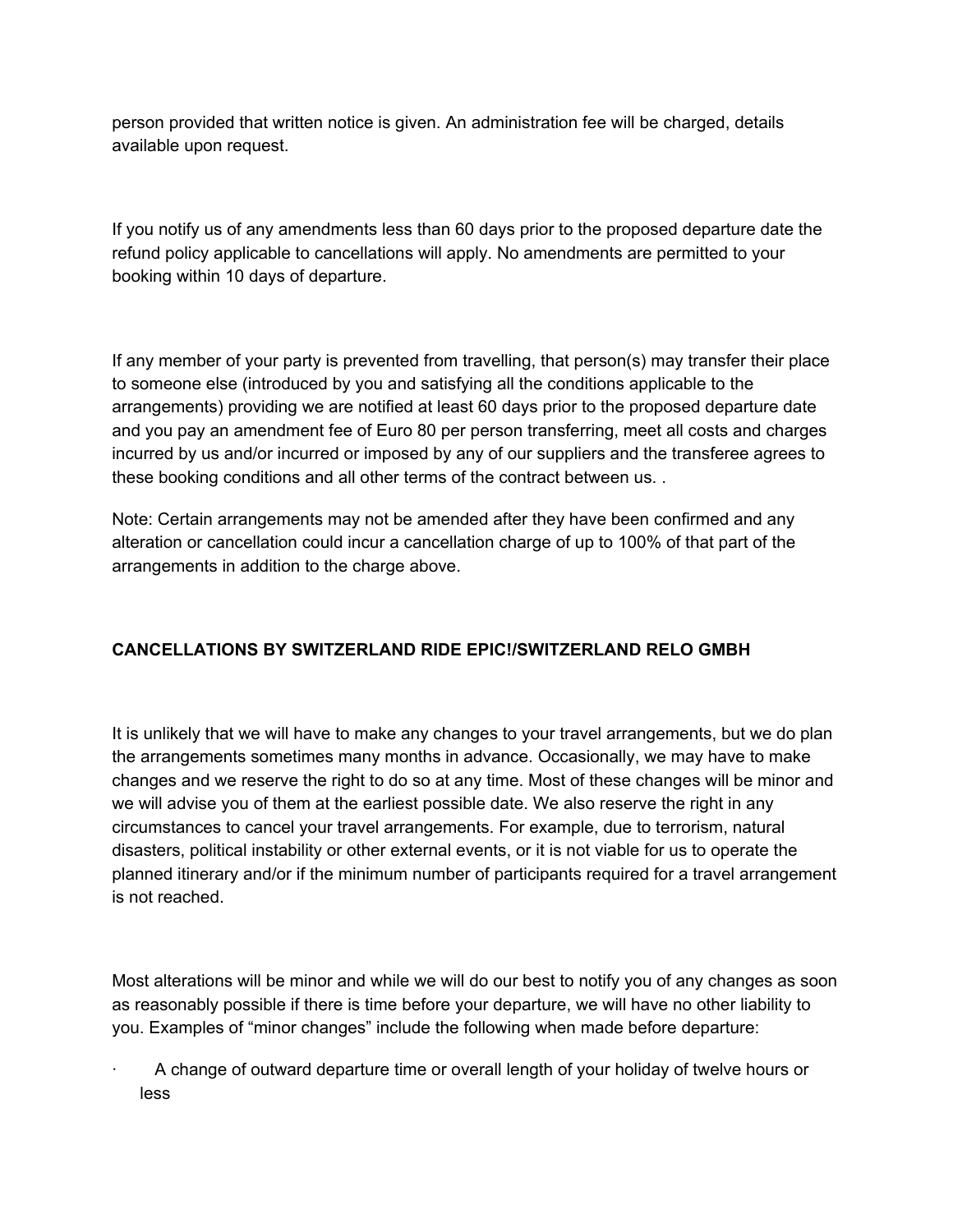person provided that written notice is given. An administration fee will be charged, details available upon request.

If you notify us of any amendments less than 60 days prior to the proposed departure date the refund policy applicable to cancellations will apply. No amendments are permitted to your booking within 10 days of departure.

If any member of your party is prevented from travelling, that person(s) may transfer their place to someone else (introduced by you and satisfying all the conditions applicable to the arrangements) providing we are notified at least 60 days prior to the proposed departure date and you pay an amendment fee of Euro 80 per person transferring, meet all costs and charges incurred by us and/or incurred or imposed by any of our suppliers and the transferee agrees to these booking conditions and all other terms of the contract between us. .

Note: Certain arrangements may not be amended after they have been confirmed and any alteration or cancellation could incur a cancellation charge of up to 100% of that part of the arrangements in addition to the charge above.

**CANCELLATIONS BY SWITZERLAND RIDE EPIC!/SWITZERLAND RELO GMBH**

It is unlikely that we will have to make any changes to your travel arrangements, but we do plan the arrangements sometimes many months in advance. Occasionally, we may have to make changes and we reserve the right to do so at any time. Most of these changes will be minor and we will advise you of them at the earliest possible date. We also reserve the right in any circumstances to cancel your travel arrangements. For example, due to terrorism, natural disasters, political instability or other external events, or it is not viable for us to operate the planned itinerary and/or if the minimum number of participants required for a travel arrangement is not reached.

Most alterations will be minor and while we will do our best to notify you of any changes as soon as reasonably possible if there is time before your departure, we will have no other liability to you. Examples of "minor changes" include the following when made before departure:

- A change of outward departure time or overall length of your holiday of twelve hours or less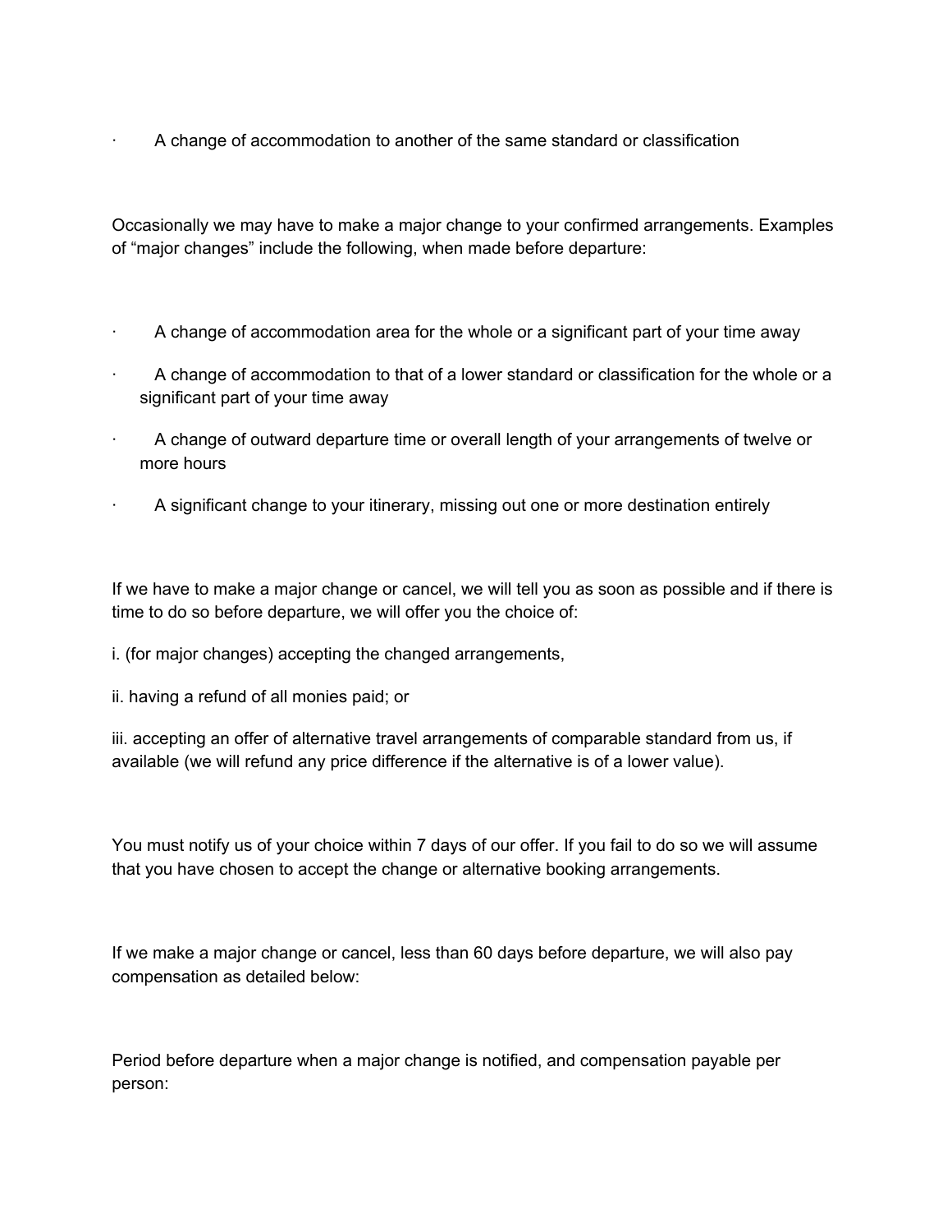- A change of accommodation to another of the same standard or classification

Occasionally we may have to make a major change to your confirmed arrangements. Examples of "major changes" include the following, when made before departure:

- A change of accommodation area for the whole or a significant part of your time away
- A change of accommodation to that of a lower standard or classification for the whole or a significant part of your time away
- A change of outward departure time or overall length of your arrangements of twelve or more hours
- A significant change to your itinerary, missing out one or more destination entirely

If we have to make a major change or cancel, we will tell you as soon as possible and if there is time to do so before departure, we will offer you the choice of:

i. (for major changes) accepting the changed arrangements,

ii. having a refund of all monies paid; or

iii. accepting an offer of alternative travel arrangements of comparable standard from us, if available (we will refund any price difference if the alternative is of a lower value).

You must notify us of your choice within 7 days of our offer. If you fail to do so we will assume that you have chosen to accept the change or alternative booking arrangements.

If we make a major change or cancel, less than 60 days before departure, we will also pay compensation as detailed below:

Period before departure when a major change is notified, and compensation payable per person: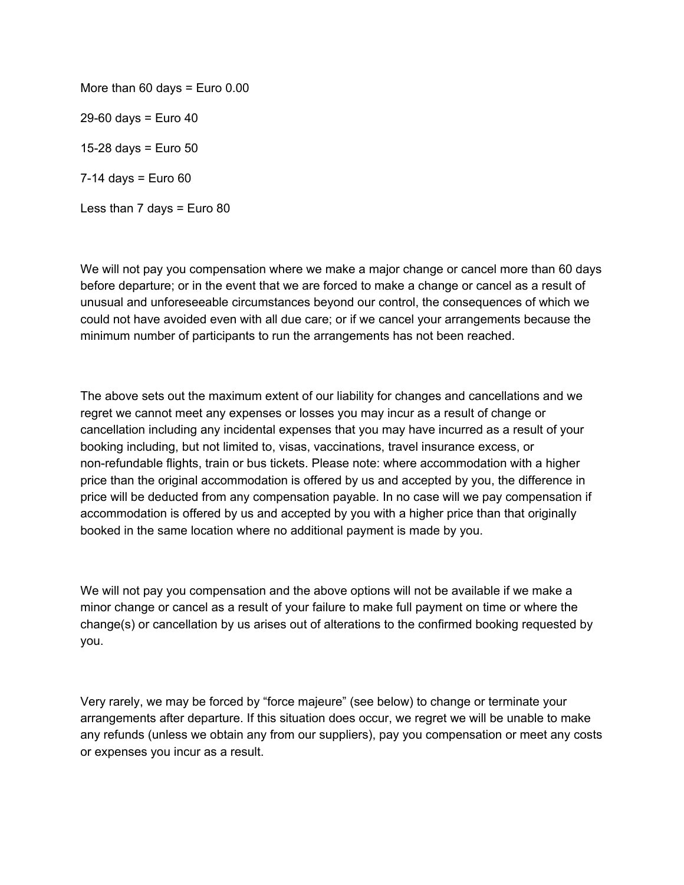More than 60 days = Euro 0.00

29-60 days = Euro 40

15-28 days = Euro 50

7-14 days = Euro 60

Less than 7 days = Euro 80

We will not pay you compensation where we make a major change or cancel more than 60 days before departure; or in the event that we are forced to make a change or cancel as a result of unusual and unforeseeable circumstances beyond our control, the consequences of which we could not have avoided even with all due care; or if we cancel your arrangements because the minimum number of participants to run the arrangements has not been reached.

The above sets out the maximum extent of our liability for changes and cancellations and we regret we cannot meet any expenses or losses you may incur as a result of change or cancellation including any incidental expenses that you may have incurred as a result of your booking including, but not limited to, visas, vaccinations, travel insurance excess, or non-refundable flights, train or bus tickets. Please note: where accommodation with a higher price than the original accommodation is offered by us and accepted by you, the difference in price will be deducted from any compensation payable. In no case will we pay compensation if accommodation is offered by us and accepted by you with a higher price than that originally booked in the same location where no additional payment is made by you.

We will not pay you compensation and the above options will not be available if we make a minor change or cancel as a result of your failure to make full payment on time or where the change(s) or cancellation by us arises out of alterations to the confirmed booking requested by you.

Very rarely, we may be forced by “force majeure” (see below) to change or terminate your arrangements after departure. If this situation does occur, we regret we will be unable to make any refunds (unless we obtain any from our suppliers), pay you compensation or meet any costs or expenses you incur as a result.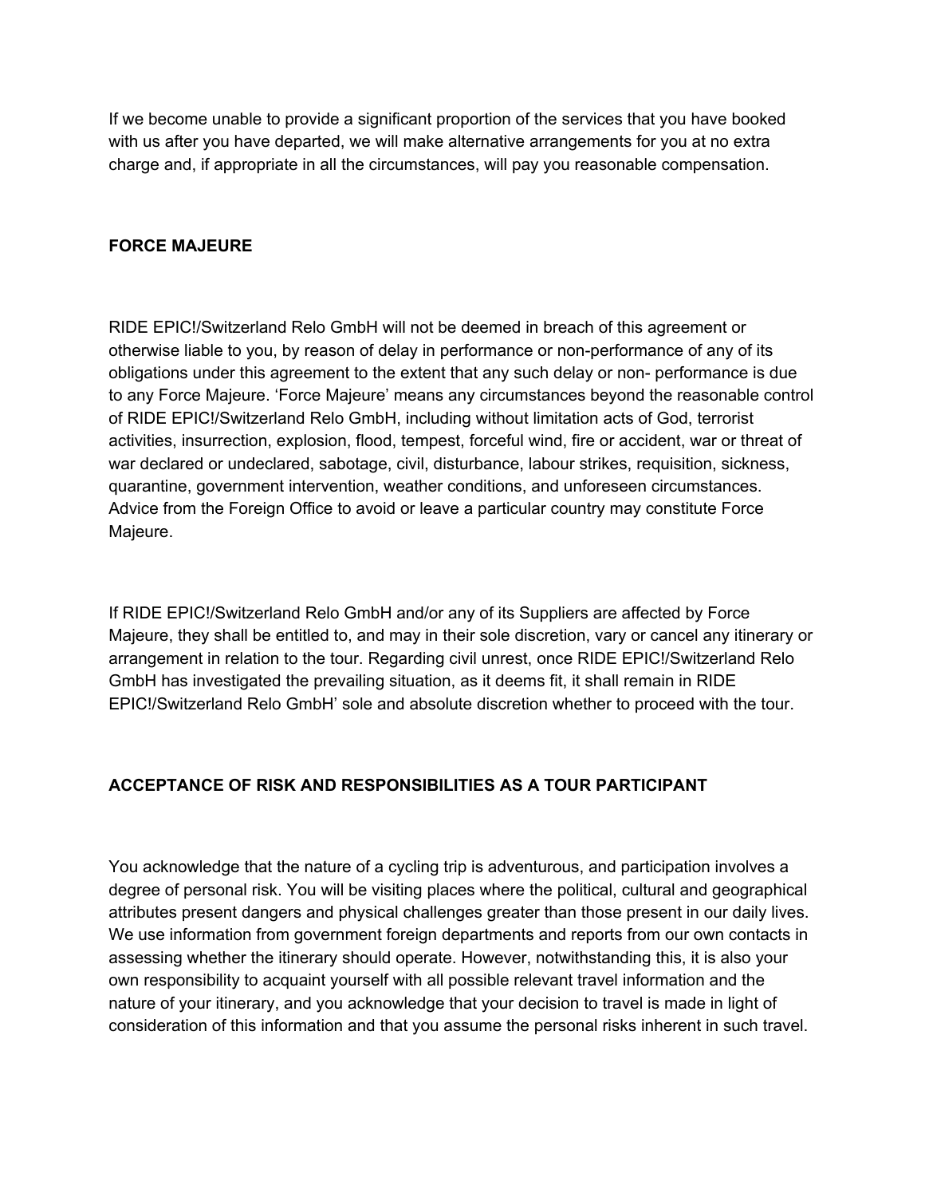If we become unable to provide a significant proportion of the services that you have booked with us after you have departed, we will make alternative arrangements for you at no extra charge and, if appropriate in all the circumstances, will pay you reasonable compensation.

**FORCE MAJEURE**

RIDE EPIC!/Switzerland Relo GmbH will not be deemed in breach of this agreement or otherwise liable to you, by reason of delay in performance or non-performance of any of its obligations under this agreement to the extent that any such delay or non- performance is due to any Force Majeure. 'Force Majeure' means any circumstances beyond the reasonable control of RIDE EPIC!/Switzerland Relo GmbH, including without limitation acts of God, terrorist activities, insurrection, explosion, flood, tempest, forceful wind, fire or accident, war or threat of war declared or undeclared, sabotage, civil, disturbance, labour strikes, requisition, sickness, quarantine, government intervention, weather conditions, and unforeseen circumstances. Advice from the Foreign Office to avoid or leave a particular country may constitute Force Majeure.

If RIDE EPIC!/Switzerland Relo GmbH and/or any of its Suppliers are affected by Force Majeure, they shall be entitled to, and may in their sole discretion, vary or cancel any itinerary or arrangement in relation to the tour. Regarding civil unrest, once RIDE EPIC!/Switzerland Relo GmbH has investigated the prevailing situation, as it deems fit, it shall remain in RIDE EPIC!/Switzerland Relo GmbH' sole and absolute discretion whether to proceed with the tour.

**ACCEPTANCE OF RISK AND RESPONSIBILITIES AS A TOUR PARTICIPANT**

You acknowledge that the nature of a cycling trip is adventurous, and participation involves a degree of personal risk. You will be visiting places where the political, cultural and geographical attributes present dangers and physical challenges greater than those present in our daily lives. We use information from government foreign departments and reports from our own contacts in assessing whether the itinerary should operate. However, notwithstanding this, it is also your own responsibility to acquaint yourself with all possible relevant travel information and the nature of your itinerary, and you acknowledge that your decision to travel is made in light of consideration of this information and that you assume the personal risks inherent in such travel.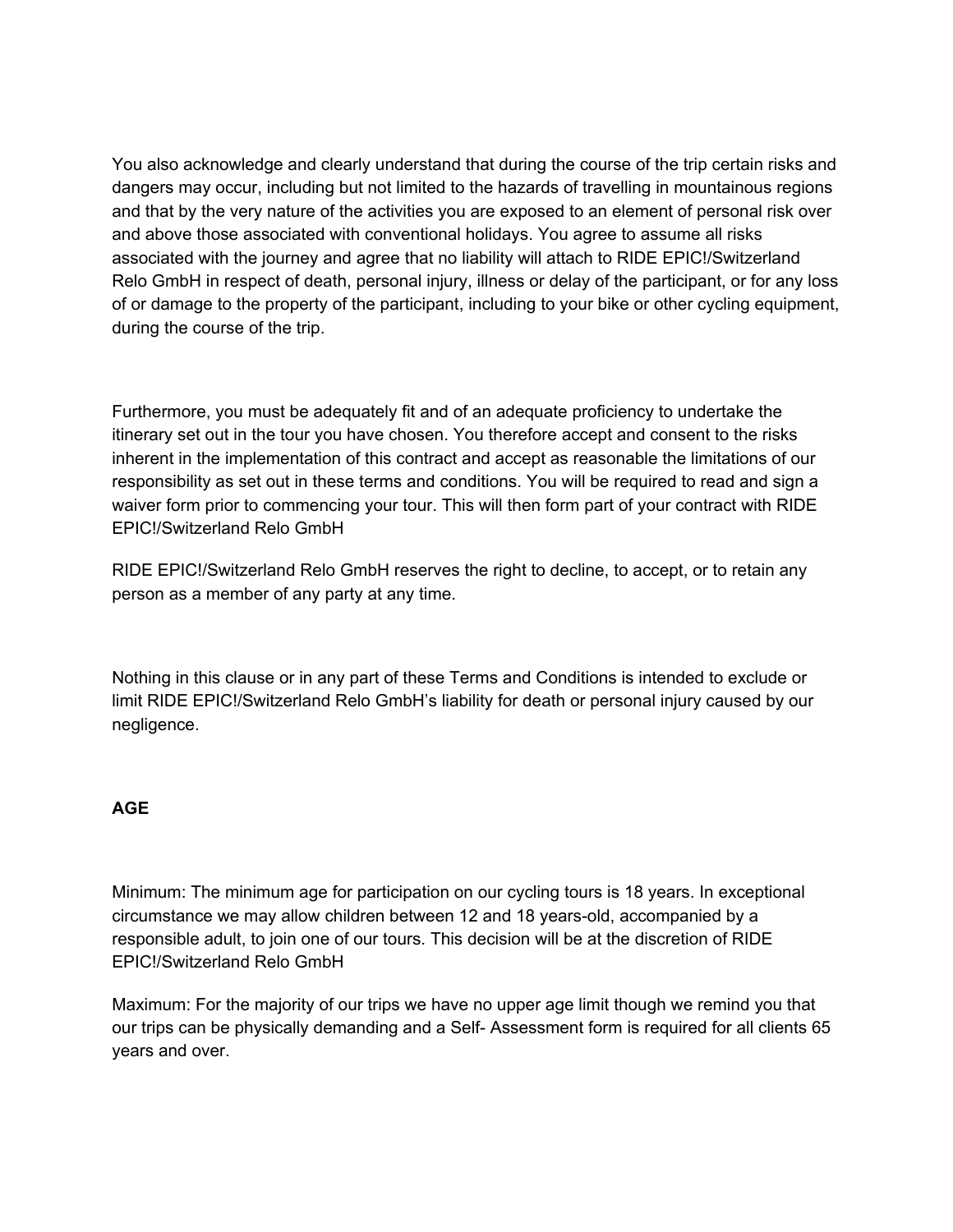You also acknowledge and clearly understand that during the course of the trip certain risks and dangers may occur, including but not limited to the hazards of travelling in mountainous regions and that by the very nature of the activities you are exposed to an element of personal risk over and above those associated with conventional holidays. You agree to assume all risks associated with the journey and agree that no liability will attach to RIDE EPIC!/Switzerland Relo GmbH in respect of death, personal injury, illness or delay of the participant, or for any loss of or damage to the property of the participant, including to your bike or other cycling equipment, during the course of the trip.

Furthermore, you must be adequately fit and of an adequate proficiency to undertake the itinerary set out in the tour you have chosen. You therefore accept and consent to the risks inherent in the implementation of this contract and accept as reasonable the limitations of our responsibility as set out in these terms and conditions. You will be required to read and sign a waiver form prior to commencing your tour. This will then form part of your contract with RIDE EPIC!/Switzerland Relo GmbH

RIDE EPIC!/Switzerland Relo GmbH reserves the right to decline, to accept, or to retain any person as a member of any party at any time.

Nothing in this clause or in any part of these Terms and Conditions is intended to exclude or limit RIDE EPIC!/Switzerland Relo GmbH's liability for death or personal injury caused by our negligence.

**AGE**

Minimum: The minimum age for participation on our cycling tours is 18 years. In exceptional circumstance we may allow children between 12 and 18 years-old, accompanied by a responsible adult, to join one of our tours. This decision will be at the discretion of RIDE EPIC!/Switzerland Relo GmbH

Maximum: For the majority of our trips we have no upper age limit though we remind you that our trips can be physically demanding and a Self- Assessment form is required for all clients 65 years and over.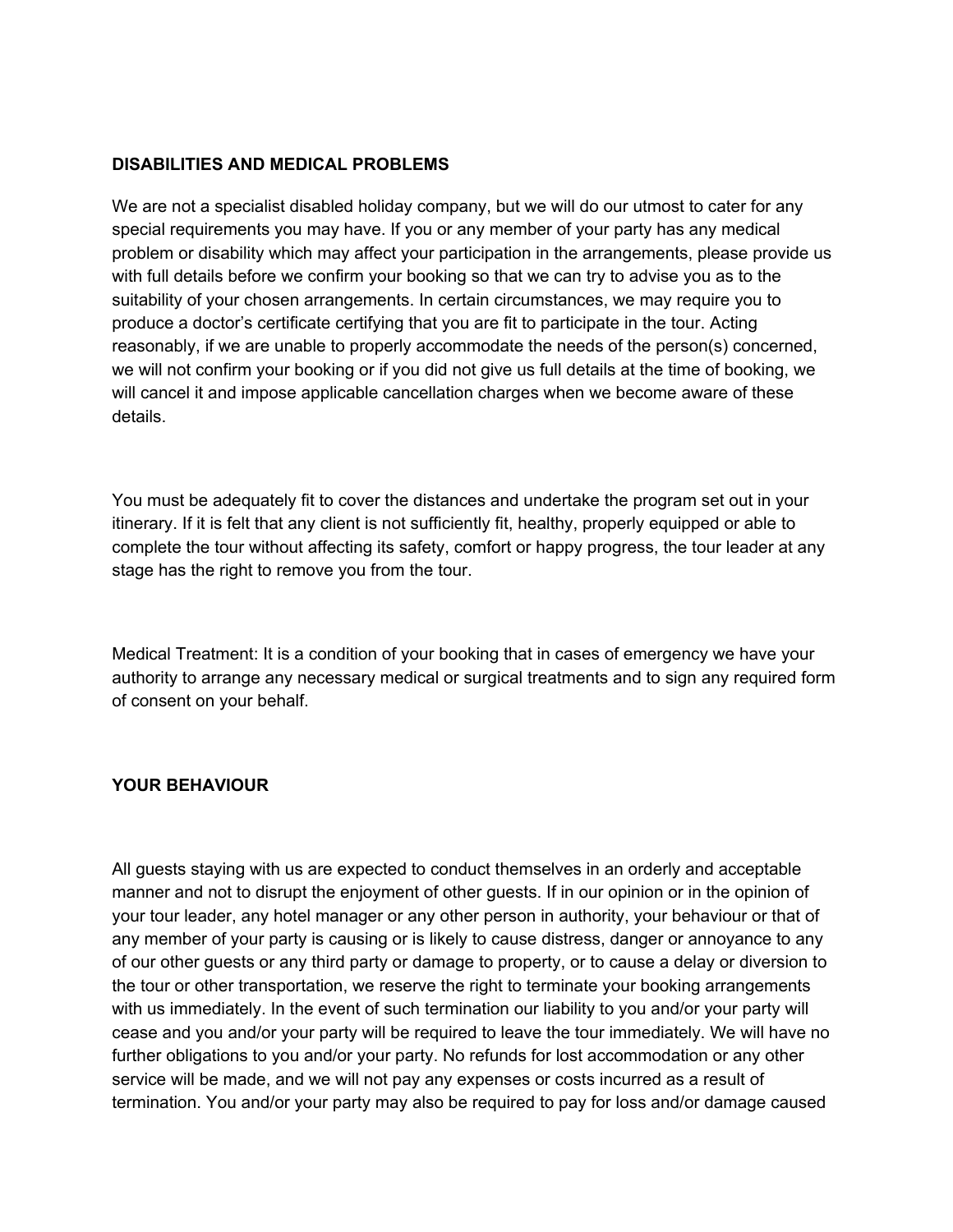## DISABILITIES AND MEDICAL PROBLEMS

We are not a specialist disabled holiday company, but we will do our utmost to cater for any special requirements you may have. If you or any member of your party has any medical problem or disability which may affect your participation in the arrangements, please provide us with full details before we confirm your booking so that we can try to advise you as to the suitability of your chosen arrangements. In certain circumstances, we may require you to produce a doctor's certificate certifying that you are fit to participate in the tour. Acting reasonably, if we are unable to properly accommodate the needs of the person(s) concerned, we will not confirm your booking or if you did not give us full details at the time of booking, we will cancel it and impose applicable cancellation charges when we become aware of these details.

You must be adequately fit to cover the distances and undertake the program set out in your itinerary. If it is felt that any client is not sufficiently fit, healthy, properly equipped or able to complete the tour without affecting its safety, comfort or happy progress, the tour leader at any stage has the right to remove you from the tour.

Medical Treatment: It is a condition of your booking that in cases of emergency we have your authority to arrange any necessary medical or surgical treatments and to sign any required form of consent on your behalf.

## YOUR BEHAVIOUR

All guests staying with us are expected to conduct themselves in an orderly and acceptable manner and not to disrupt the enjoyment of other guests. If in our opinion or in the opinion of your tour leader, any hotel manager or any other person in authority, your behaviour or that of any member of your party is causing or is likely to cause distress, danger or annoyance to any of our other guests or any third party or damage to property, or to cause a delay or diversion to the tour or other transportation, we reserve the right to terminate your booking arrangements with us immediately. In the event of such termination our liability to you and/or your party will cease and you and/or your party will be required to leave the tour immediately. We will have no further obligations to you and/or your party. No refunds for lost accommodation or any other service will be made, and we will not pay any expenses or costs incurred as a result of termination. You and/or your party may also be required to pay for loss and/or damage caused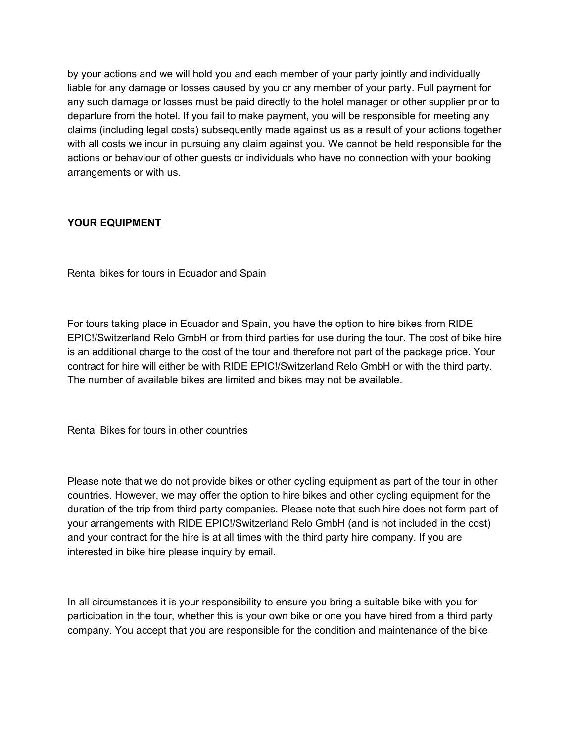by your actions and we will hold you and each member of your party jointly and individually liable for any damage or losses caused by you or any member of your party. Full payment for any such damage or losses must be paid directly to the hotel manager or other supplier prior to departure from the hotel. If you fail to make payment, you will be responsible for meeting any claims (including legal costs) subsequently made against us as a result of your actions together with all costs we incur in pursuing any claim against you. We cannot be held responsible for the actions or behaviour of other guests or individuals who have no connection with your booking arrangements or with us.

**YOUR EQUIPMENT**

Rental bikes for tours in Ecuador and Spain

For tours taking place in Ecuador and Spain, you have the option to hire bikes from RIDE EPIC!/Switzerland Relo GmbH or from third parties for use during the tour. The cost of bike hire is an additional charge to the cost of the tour and therefore not part of the package price. Your contract for hire will either be with RIDE EPIC!/Switzerland Relo GmbH or with the third party. The number of available bikes are limited and bikes may not be available.

Rental Bikes for tours in other countries

Please note that we do not provide bikes or other cycling equipment as part of the tour in other countries. However, we may offer the option to hire bikes and other cycling equipment for the duration of the trip from third party companies. Please note that such hire does not form part of your arrangements with RIDE EPIC!/Switzerland Relo GmbH (and is not included in the cost) and your contract for the hire is at all times with the third party hire company. If you are interested in bike hire please inquiry by email.

In all circumstances it is your responsibility to ensure you bring a suitable bike with you for participation in the tour, whether this is your own bike or one you have hired from a third party company. You accept that you are responsible for the condition and maintenance of the bike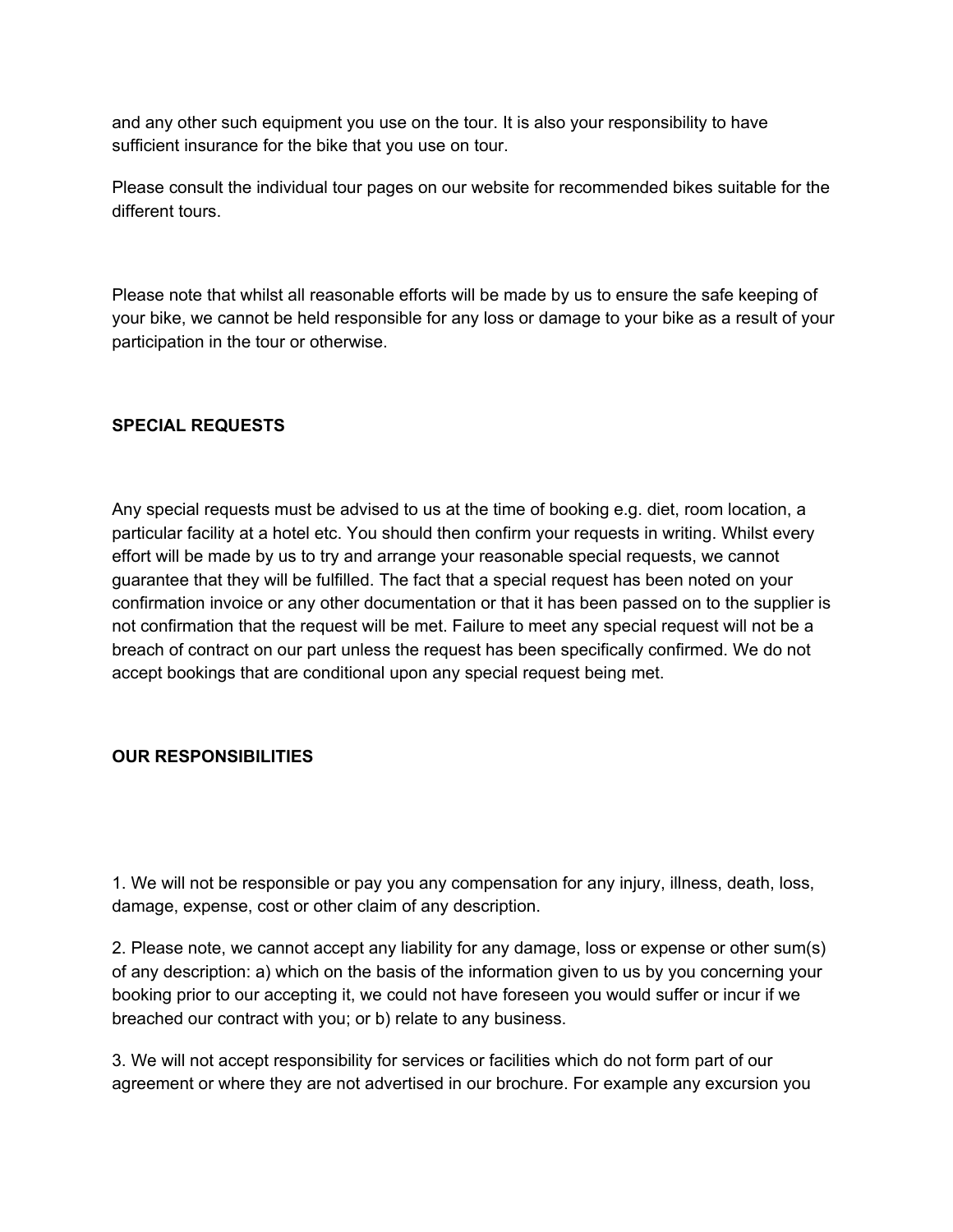and any other such equipment you use on the tour. It is also your responsibility to have sufficient insurance for the bike that you use on tour.

Please consult the individual tour pages on our website for recommended bikes suitable for the different tours.

Please note that whilst all reasonable efforts will be made by us to ensure the safe keeping of your bike, we cannot be held responsible for any loss or damage to your bike as a result of your participation in the tour or otherwise.

**SPECIAL REQUESTS**

Any special requests must be advised to us at the time of booking e.g. diet, room location, a particular facility at a hotel etc. You should then confirm your requests in writing. Whilst every effort will be made by us to try and arrange your reasonable special requests, we cannot guarantee that they will be fulfilled. The fact that a special request has been noted on your confirmation invoice or any other documentation or that it has been passed on to the supplier is not confirmation that the request will be met. Failure to meet any special request will not be a breach of contract on our part unless the request has been specifically confirmed. We do not accept bookings that are conditional upon any special request being met.

**OUR RESPONSIBILITIES**

1. We will not be responsible or pay you any compensation for any injury, illness, death, loss, damage, expense, cost or other claim of any description.

2. Please note, we cannot accept any liability for any damage, loss or expense or other sum(s) of any description: a) which on the basis of the information given to us by you concerning your booking prior to our accepting it, we could not have foreseen you would suffer or incur if we breached our contract with you; or b) relate to any business.

3. We will not accept responsibility for services or facilities which do not form part of our agreement or where they are not advertised in our brochure. For example any excursion you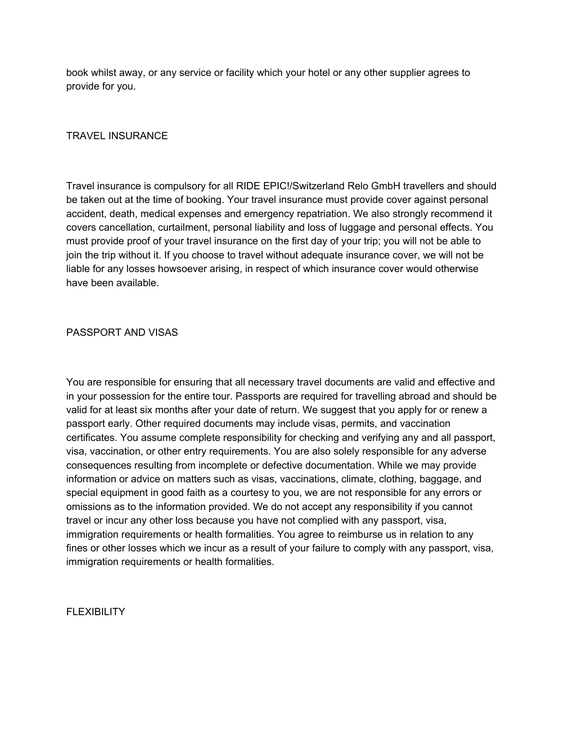book whilst away, or any service or facility which your hotel or any other supplier agrees to provide for you.

## TRAVEL INSURANCE

Travel insurance is compulsory for all RIDE EPIC!/Switzerland Relo GmbH travellers and should be taken out at the time of booking. Your travel insurance must provide cover against personal accident, death, medical expenses and emergency repatriation. We also strongly recommend it covers cancellation, curtailment, personal liability and loss of luggage and personal effects. You must provide proof of your travel insurance on the first day of your trip; you will not be able to join the trip without it. If you choose to travel without adequate insurance cover, we will not be liable for any losses howsoever arising, in respect of which insurance cover would otherwise have been available.

## PASSPORT AND VISAS

You are responsible for ensuring that all necessary travel documents are valid and effective and in your possession for the entire tour. Passports are required for travelling abroad and should be valid for at least six months after your date of return. We suggest that you apply for or renew a passport early. Other required documents may include visas, permits, and vaccination certificates. You assume complete responsibility for checking and verifying any and all passport, visa, vaccination, or other entry requirements. You are also solely responsible for any adverse consequences resulting from incomplete or defective documentation. While we may provide information or advice on matters such as visas, vaccinations, climate, clothing, baggage, and special equipment in good faith as a courtesy to you, we are not responsible for any errors or omissions as to the information provided. We do not accept any responsibility if you cannot travel or incur any other loss because you have not complied with any passport, visa, immigration requirements or health formalities. You agree to reimburse us in relation to any fines or other losses which we incur as a result of your failure to comply with any passport, visa, immigration requirements or health formalities.

## FLEXIBILITY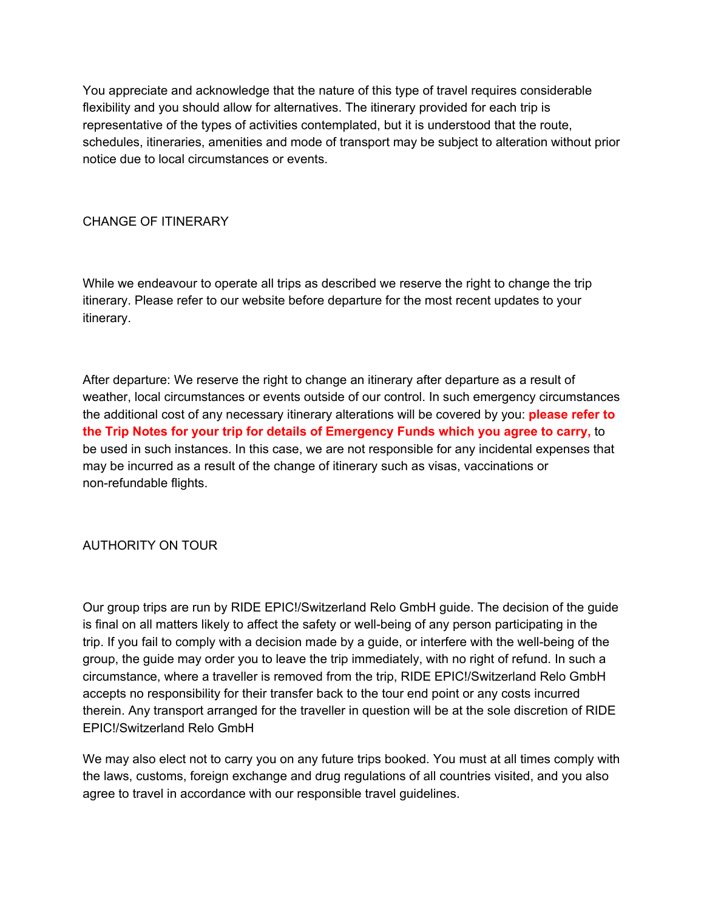You appreciate and acknowledge that the nature of this type of travel requires considerable flexibility and you should allow for alternatives. The itinerary provided for each trip is representative of the types of activities contemplated, but it is understood that the route, schedules, itineraries, amenities and mode of transport may be subject to alteration without prior notice due to local circumstances or events.

## CHANGE OF ITINERARY

While we endeavour to operate all trips as described we reserve the right to change the trip itinerary. Please refer to our website before departure for the most recent updates to your itinerary.

After departure: We reserve the right to change an itinerary after departure as a result of weather, local circumstances or events outside of our control. In such emergency circumstances the additional cost of any necessary itinerary alterations will be covered by you: **please refer to the Trip Notes for your trip for details of Emergency Funds which you agree to carry,** to be used in such instances. In this case, we are not responsible for any incidental expenses that may be incurred as a result of the change of itinerary such as visas, vaccinations or non-refundable flights.

## AUTHORITY ON TOUR

Our group trips are run by RIDE EPIC!/Switzerland Relo GmbH guide. The decision of the guide is final on all matters likely to affect the safety or well-being of any person participating in the trip. If you fail to comply with a decision made by a guide, or interfere with the well-being of the group, the guide may order you to leave the trip immediately, with no right of refund. In such a circumstance, where a traveller is removed from the trip, RIDE EPIC!/Switzerland Relo GmbH accepts no responsibility for their transfer back to the tour end point or any costs incurred therein. Any transport arranged for the traveller in question will be at the sole discretion of RIDE EPIC!/Switzerland Relo GmbH

We may also elect not to carry you on any future trips booked. You must at all times comply with the laws, customs, foreign exchange and drug regulations of all countries visited, and you also agree to travel in accordance with our responsible travel guidelines.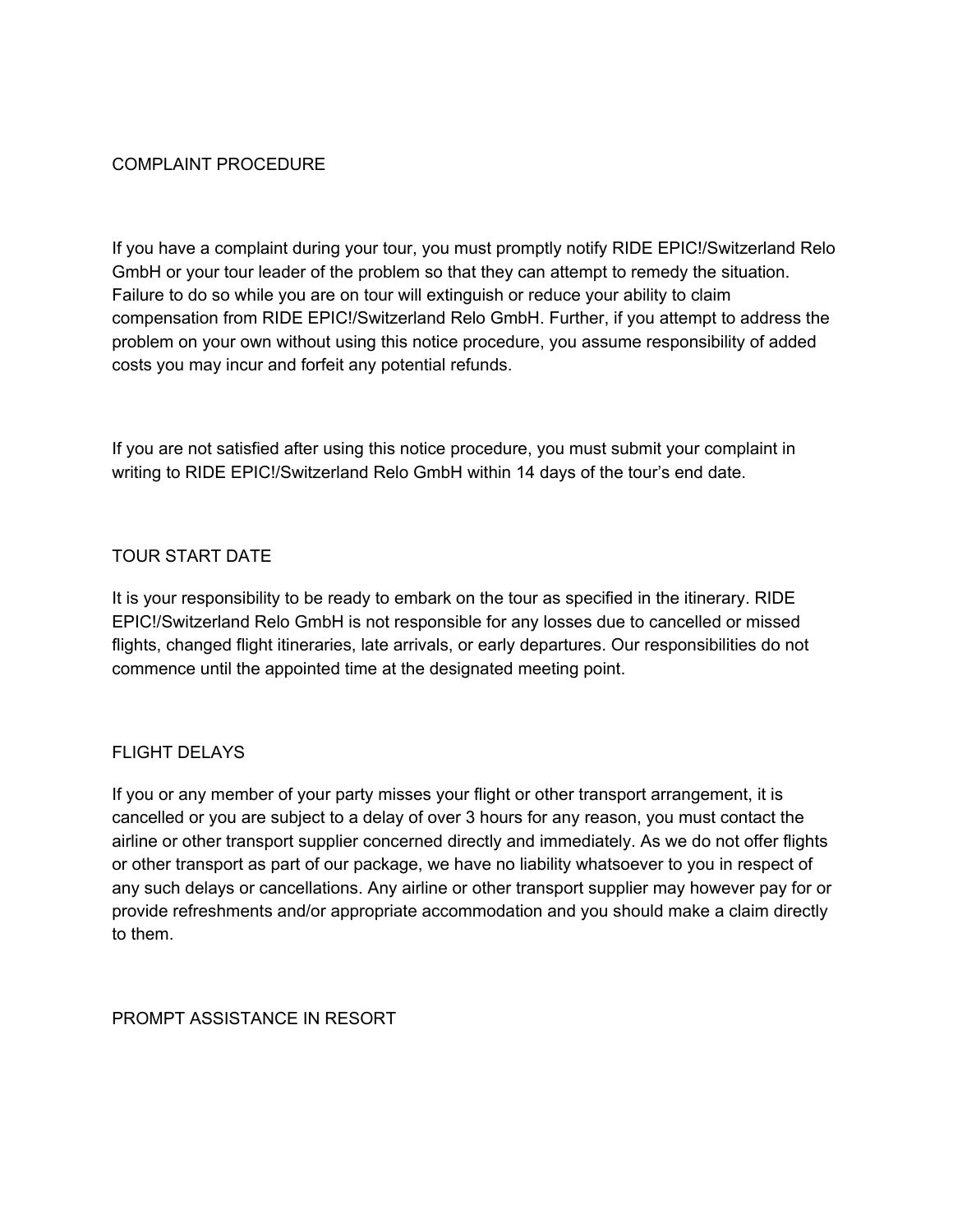## COMPLAINT PROCEDURE

If you have a complaint during your tour, you must promptly notify RIDE EPIC!/Switzerland Relo GmbH or your tour leader of the problem so that they can attempt to remedy the situation. Failure to do so while you are on tour will extinguish or reduce your ability to claim compensation from RIDE EPIC!/Switzerland Relo GmbH. Further, if you attempt to address the problem on your own without using this notice procedure, you assume responsibility of added costs you may incur and forfeit any potential refunds.

If you are not satisfied after using this notice procedure, you must submit your complaint in writing to RIDE EPIC!/Switzerland Relo GmbH within 14 days of the tour's end date.

## TOUR START DATE

It is your responsibility to be ready to embark on the tour as specified in the itinerary. RIDE EPIC!/Switzerland Relo GmbH is not responsible for any losses due to cancelled or missed flights, changed flight itineraries, late arrivals, or early departures. Our responsibilities do not commence until the appointed time at the designated meeting point.

## FLIGHT DELAYS

If you or any member of your party misses your flight or other transport arrangement, it is cancelled or you are subject to a delay of over 3 hours for any reason, you must contact the airline or other transport supplier concerned directly and immediately. As we do not offer flights or other transport as part of our package, we have no liability whatsoever to you in respect of any such delays or cancellations. Any airline or other transport supplier may however pay for or provide refreshments and/or appropriate accommodation and you should make a claim directly to them.

## PROMPT ASSISTANCE IN RESORT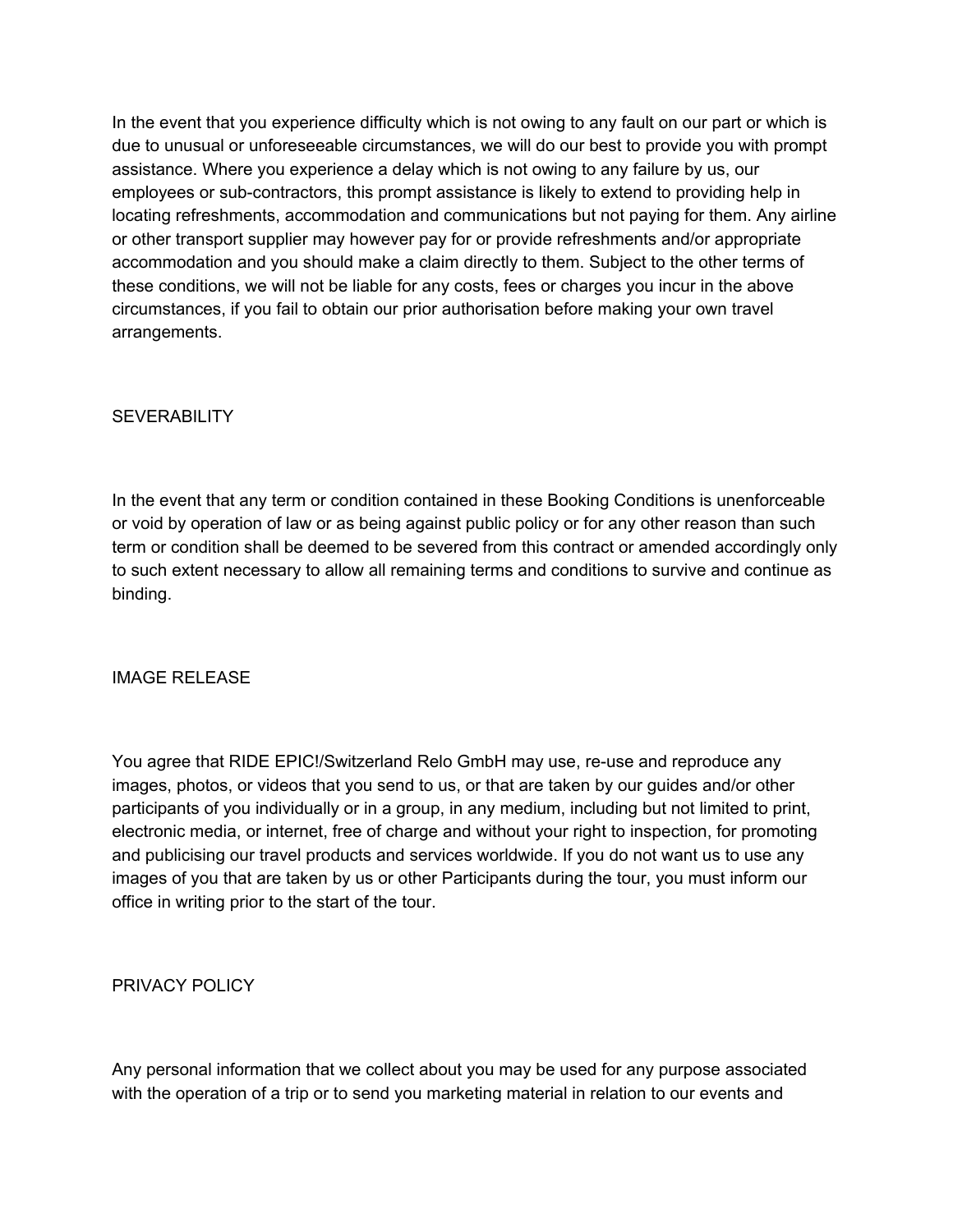In the event that you experience difficulty which is not owing to any fault on our part or which is due to unusual or unforeseeable circumstances, we will do our best to provide you with prompt assistance. Where you experience a delay which is not owing to any failure by us, our employees or sub-contractors, this prompt assistance is likely to extend to providing help in locating refreshments, accommodation and communications but not paying for them. Any airline or other transport supplier may however pay for or provide refreshments and/or appropriate accommodation and you should make a claim directly to them. Subject to the other terms of these conditions, we will not be liable for any costs, fees or charges you incur in the above circumstances, if you fail to obtain our prior authorisation before making your own travel arrangements.

## SEVERABILITY

In the event that any term or condition contained in these Booking Conditions is unenforceable or void by operation of law or as being against public policy or for any other reason than such term or condition shall be deemed to be severed from this contract or amended accordingly only to such extent necessary to allow all remaining terms and conditions to survive and continue as binding.

## IMAGE RELEASE

You agree that RIDE EPIC!/Switzerland Relo GmbH may use, re-use and reproduce any images, photos, or videos that you send to us, or that are taken by our guides and/or other participants of you individually or in a group, in any medium, including but not limited to print, electronic media, or internet, free of charge and without your right to inspection, for promoting and publicising our travel products and services worldwide. If you do not want us to use any images of you that are taken by us or other Participants during the tour, you must inform our office in writing prior to the start of the tour.

## PRIVACY POLICY

Any personal information that we collect about you may be used for any purpose associated with the operation of a trip or to send you marketing material in relation to our events and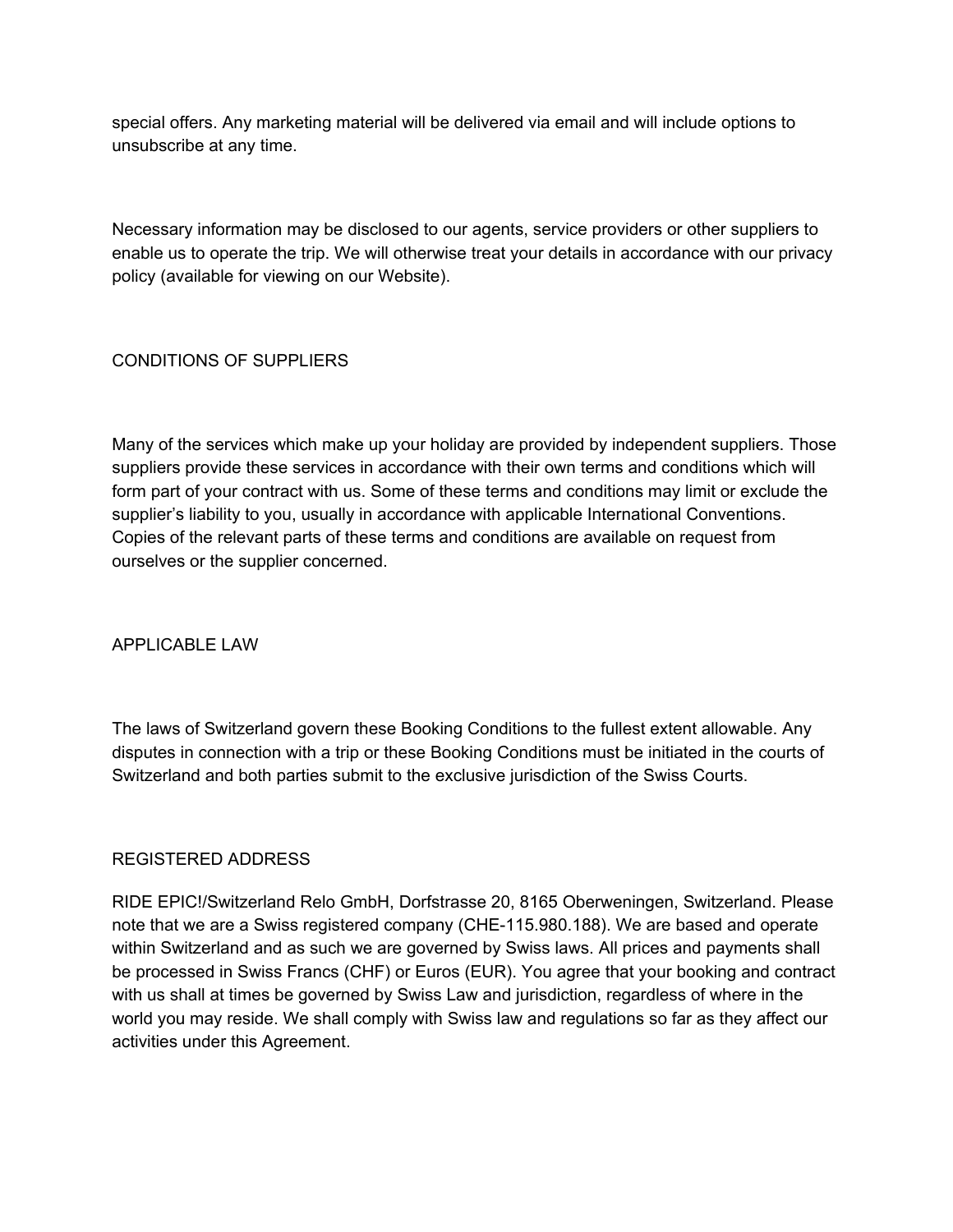special offers. Any marketing material will be delivered via email and will include options to unsubscribe at any time.

Necessary information may be disclosed to our agents, service providers or other suppliers to enable us to operate the trip. We will otherwise treat your details in accordance with our privacy policy (available for viewing on our Website).

## CONDITIONS OF SUPPLIERS

Many of the services which make up your holiday are provided by independent suppliers. Those suppliers provide these services in accordance with their own terms and conditions which will form part of your contract with us. Some of these terms and conditions may limit or exclude the supplier's liability to you, usually in accordance with applicable International Conventions. Copies of the relevant parts of these terms and conditions are available on request from ourselves or the supplier concerned.

## APPLICABLE LAW

The laws of Switzerland govern these Booking Conditions to the fullest extent allowable. Any disputes in connection with a trip or these Booking Conditions must be initiated in the courts of Switzerland and both parties submit to the exclusive jurisdiction of the Swiss Courts.

## REGISTERED ADDRESS

RIDE EPIC!/Switzerland Relo GmbH, Dorfstrasse 20, 8165 Oberweningen, Switzerland. Please note that we are a Swiss registered company (CHE-115.980.188). We are based and operate within Switzerland and as such we are governed by Swiss laws. All prices and payments shall be processed in Swiss Francs (CHF) or Euros (EUR). You agree that your booking and contract with us shall at times be governed by Swiss Law and jurisdiction, regardless of where in the world you may reside. We shall comply with Swiss law and regulations so far as they affect our activities under this Agreement.